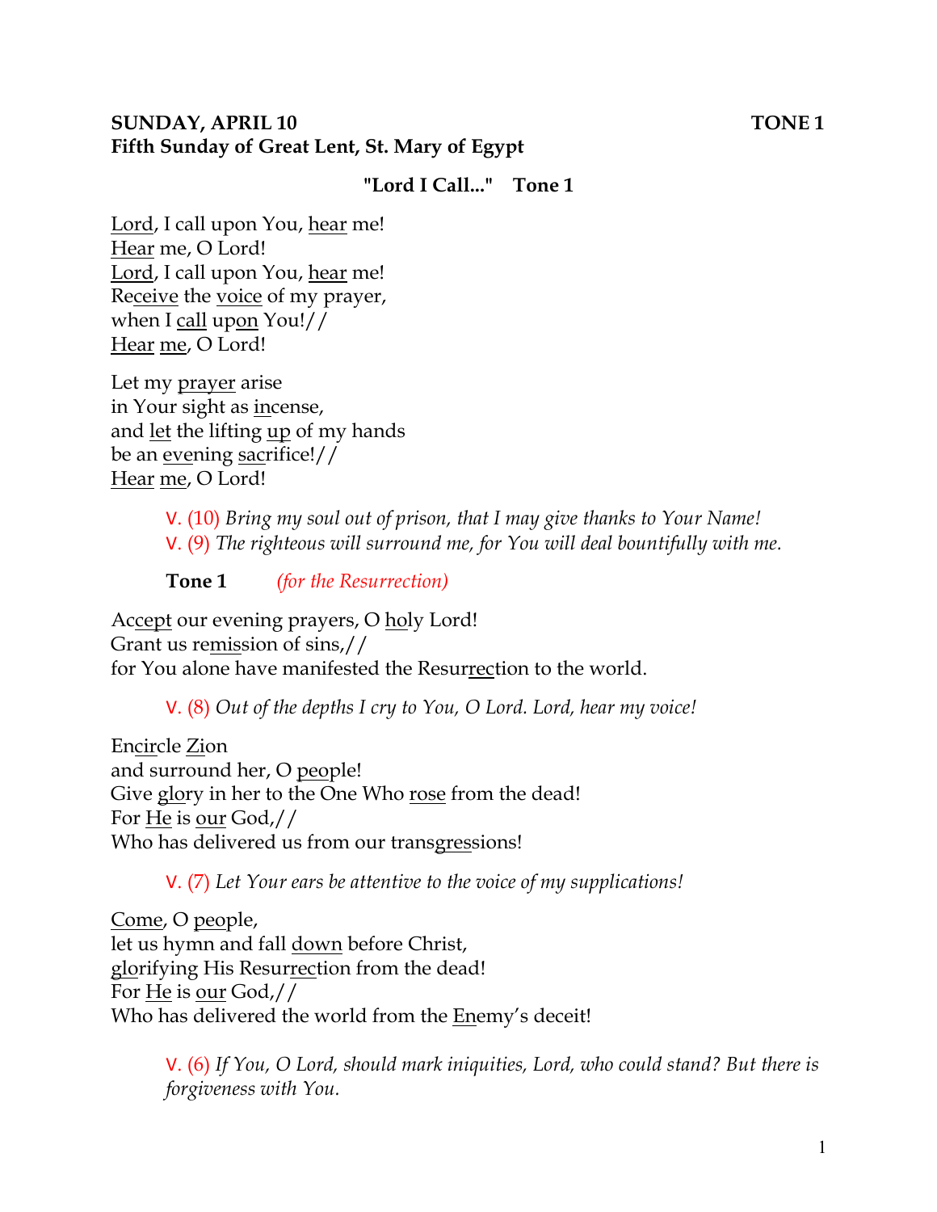**SUNDAY, APRIL 10 TONE 1**
**Fifth Sunday of Great Lent, St. Mary of Egypt**

**"Lord I Call..." Tone 1**

Lord, I call upon You, hear me!
Hear me, O Lord!
Lord, I call upon You, hear me!
Receive the voice of my prayer,
when I call upon You!//
Hear me, O Lord!

Let my prayer arise
in Your sight as incense,
and let the lifting up of my hands
be an evening sacrifice!//
Hear me, O Lord!

> V. (10) *Bring my soul out of prison, that I may give thanks to Your Name!*
> V. (9) *The righteous will surround me, for You will deal bountifully with me.*

**Tone 1** *(for the Resurrection)*

Accept our evening prayers, O holy Lord!
Grant us remission of sins,//
for You alone have manifested the Resurrection to the world.

> V. (8) *Out of the depths I cry to You, O Lord. Lord, hear my voice!*

Encircle Zion
and surround her, O people!
Give glory in her to the One Who rose from the dead!
For He is our God,//
Who has delivered us from our transgressions!

> V. (7) *Let Your ears be attentive to the voice of my supplications!*

Come, O people,
let us hymn and fall down before Christ,
glorifying His Resurrection from the dead!
For He is our God,//
Who has delivered the world from the Enemy's deceit!

> V. (6) *If You, O Lord, should mark iniquities, Lord, who could stand? But there is forgiveness with You.*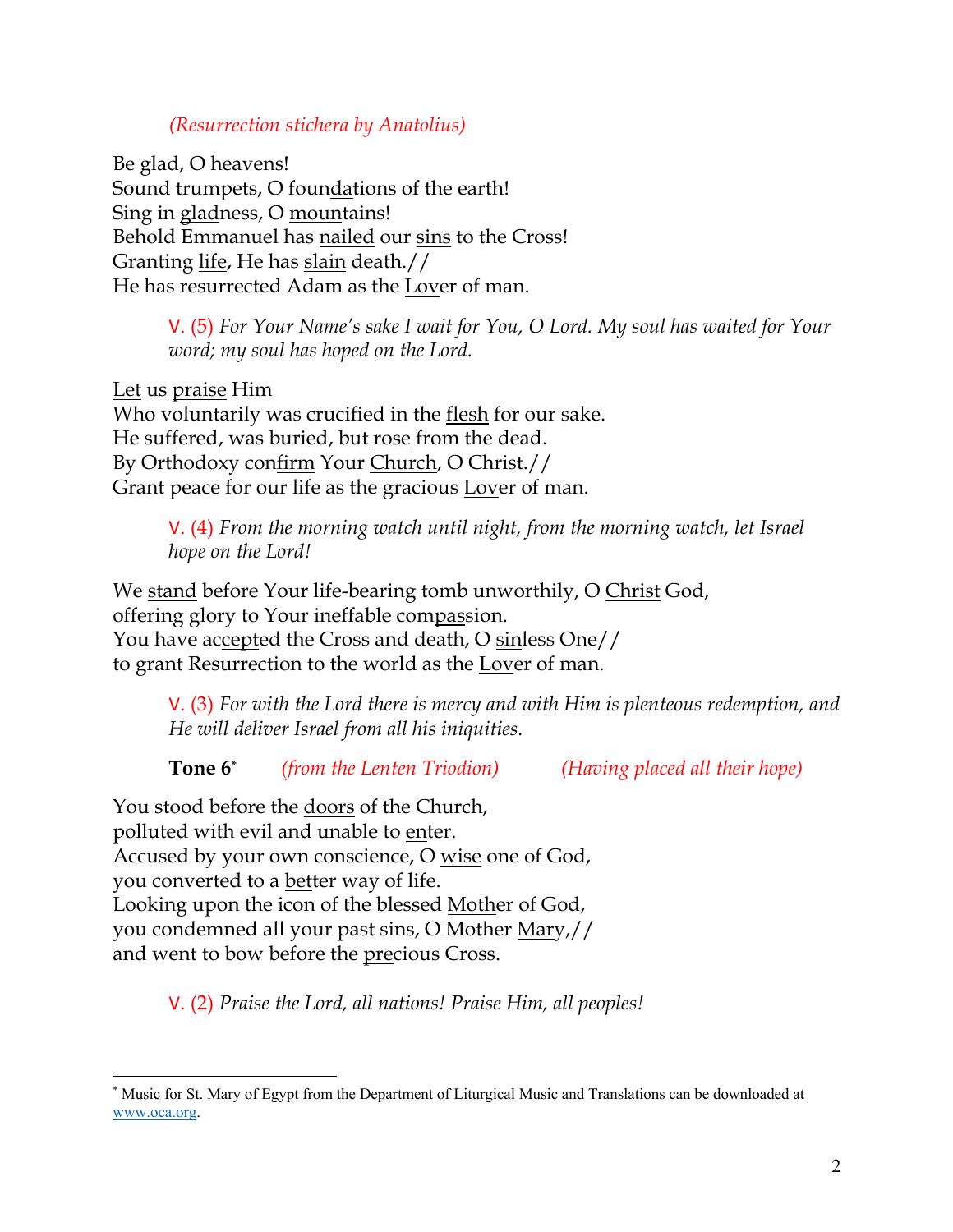*(Resurrection stichera by Anatolius)*

Be glad, O heavens!
Sound trumpets, O foundations of the earth!
Sing in gladness, O mountains!
Behold Emmanuel has nailed our sins to the Cross!
Granting life, He has slain death.//
He has resurrected Adam as the Lover of man.

> V. (5) *For Your Name's sake I wait for You, O Lord. My soul has waited for Your word; my soul has hoped on the Lord.*

Let us praise Him
Who voluntarily was crucified in the flesh for our sake.
He suffered, was buried, but rose from the dead.
By Orthodoxy confirm Your Church, O Christ.//
Grant peace for our life as the gracious Lover of man.

> V. (4) *From the morning watch until night, from the morning watch, let Israel hope on the Lord!*

We stand before Your life-bearing tomb unworthily, O Christ God,
offering glory to Your ineffable compassion.
You have accepted the Cross and death, O sinless One//
to grant Resurrection to the world as the Lover of man.

> V. (3) *For with the Lord there is mercy and with Him is plenteous redemption, and He will deliver Israel from all his iniquities.*

**Tone 6*** *(from the Lenten Triodion)* *(Having placed all their hope)*

You stood before the doors of the Church,
polluted with evil and unable to enter.
Accused by your own conscience, O wise one of God,
you converted to a better way of life.
Looking upon the icon of the blessed Mother of God,
you condemned all your past sins, O Mother Mary,//
and went to bow before the precious Cross.

> V. (2) *Praise the Lord, all nations! Praise Him, all peoples!*

* Music for St. Mary of Egypt from the Department of Liturgical Music and Translations can be downloaded at www.oca.org.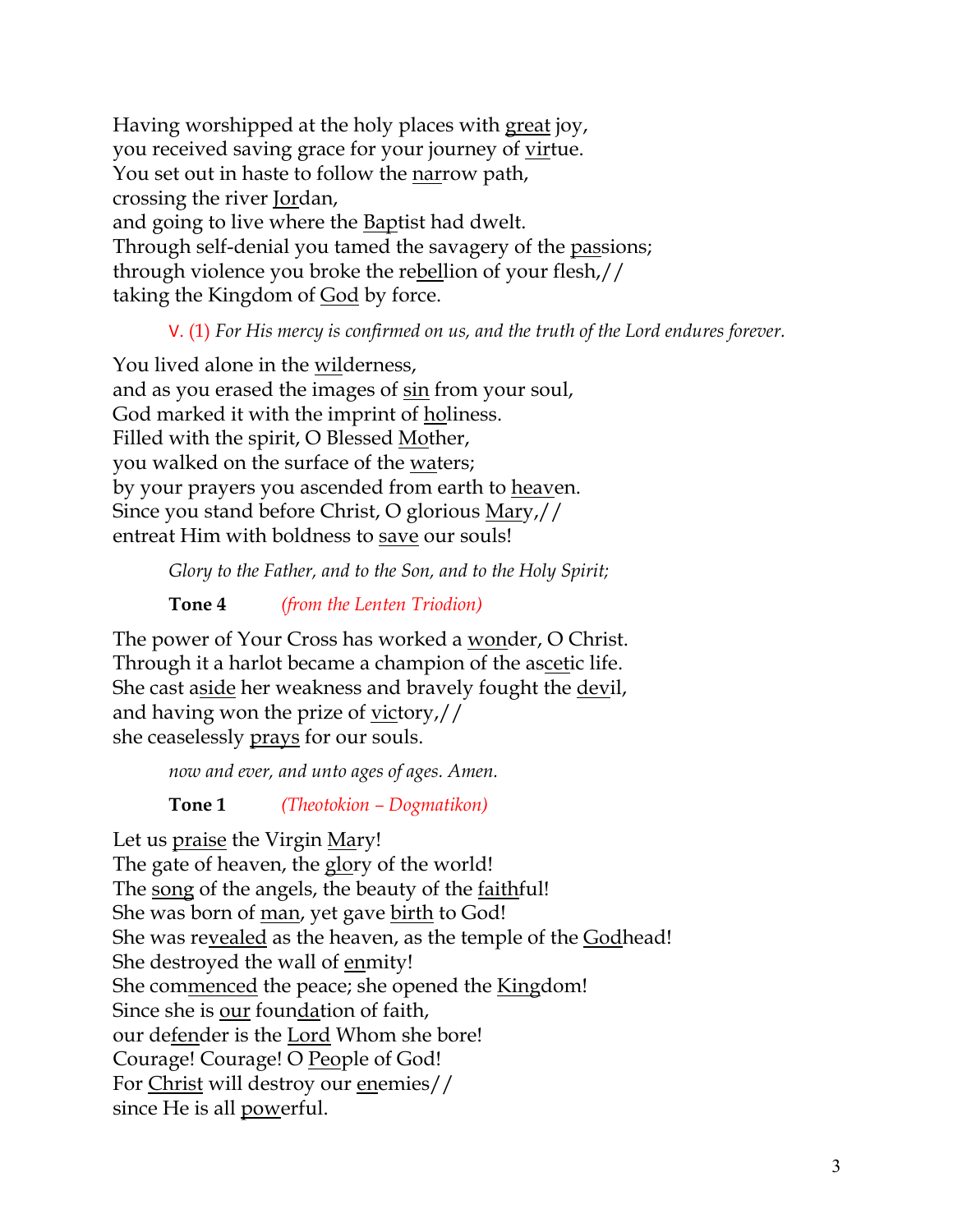Having worshipped at the holy places with great joy,
you received saving grace for your journey of virtue.
You set out in haste to follow the narrow path,
crossing the river Jordan,
and going to live where the Baptist had dwelt.
Through self-denial you tamed the savagery of the passions;
through violence you broke the rebellion of your flesh,//
taking the Kingdom of God by force.

V. (1) *For His mercy is confirmed on us, and the truth of the Lord endures forever.*

You lived alone in the wilderness,
and as you erased the images of sin from your soul,
God marked it with the imprint of holiness.
Filled with the spirit, O Blessed Mother,
you walked on the surface of the waters;
by your prayers you ascended from earth to heaven.
Since you stand before Christ, O glorious Mary,//
entreat Him with boldness to save our souls!

*Glory to the Father, and to the Son, and to the Holy Spirit;*

**Tone 4** *(from the Lenten Triodion)*

The power of Your Cross has worked a wonder, O Christ.
Through it a harlot became a champion of the ascetic life.
She cast aside her weakness and bravely fought the devil,
and having won the prize of victory,//
she ceaselessly prays for our souls.

*now and ever, and unto ages of ages. Amen.*

**Tone 1** *(Theotokion – Dogmatikon)*

Let us praise the Virgin Mary!
The gate of heaven, the glory of the world!
The song of the angels, the beauty of the faithful!
She was born of man, yet gave birth to God!
She was revealed as the heaven, as the temple of the Godhead!
She destroyed the wall of enmity!
She commenced the peace; she opened the Kingdom!
Since she is our foundation of faith,
our defender is the Lord Whom she bore!
Courage! Courage! O People of God!
For Christ will destroy our enemies//
since He is all powerful.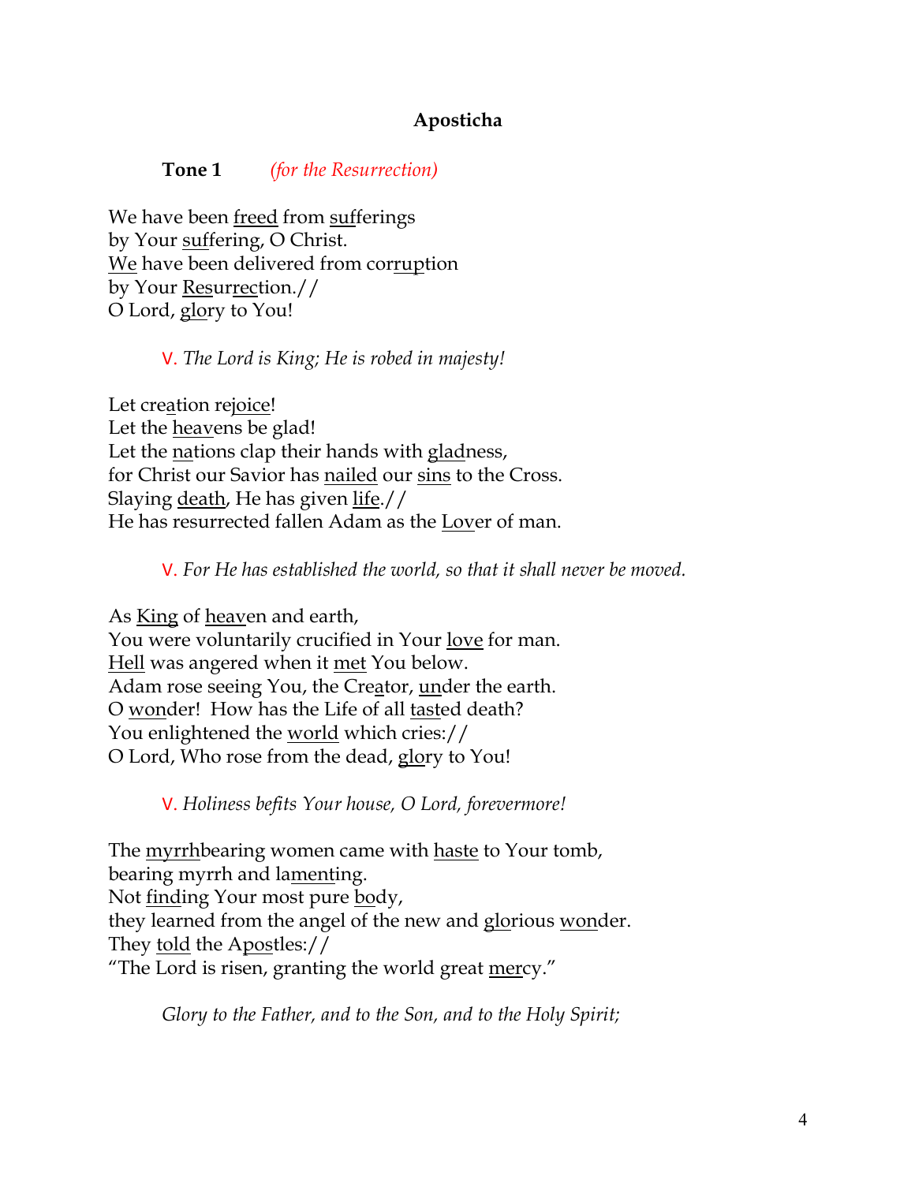**Aposticha**

**Tone 1** *(for the Resurrection)*

We have been <u>freed</u> from <u>suf</u>ferings  
by Your <u>suf</u>fering, O Christ.  
<u>We</u> have been delivered from cor<u>rup</u>tion  
by Your <u>Res</u>ur<u>rec</u>tion.//  
O Lord, <u>glo</u>ry to You!

V. *The Lord is King; He is robed in majesty!*

Let cre<u>a</u>tion re<u>joice</u>!  
Let the <u>heav</u>ens be glad!  
Let the <u>na</u>tions clap their hands with <u>glad</u>ness,  
for Christ our Savior has <u>nailed</u> our <u>sins</u> to the Cross.  
Slaying <u>death</u>, He has given <u>life</u>.//  
He has resurrected fallen Adam as the <u>Lov</u>er of man.

V. *For He has established the world, so that it shall never be moved.*

As <u>King</u> of <u>heav</u>en and earth,  
You were voluntarily crucified in Your <u>love</u> for man.  
<u>Hell</u> was angered when it <u>met</u> You below.  
Adam rose seeing You, the Cre<u>a</u>tor, <u>un</u>der the earth.  
O <u>won</u>der! How has the Life of all <u>tast</u>ed death?  
You enlightened the <u>world</u> which cries://  
O Lord, Who rose from the dead, <u>glo</u>ry to You!

V. *Holiness befits Your house, O Lord, forevermore!*

The <u>myrrh</u>bearing women came with <u>haste</u> to Your tomb,  
bearing myrrh and la<u>ment</u>ing.  
Not <u>find</u>ing Your most pure <u>bo</u>dy,  
they learned from the angel of the new and <u>glo</u>rious <u>won</u>der.  
They <u>told</u> the A<u>pos</u>tles://  
"The Lord is risen, granting the world great <u>mer</u>cy."

*Glory to the Father, and to the Son, and to the Holy Spirit;*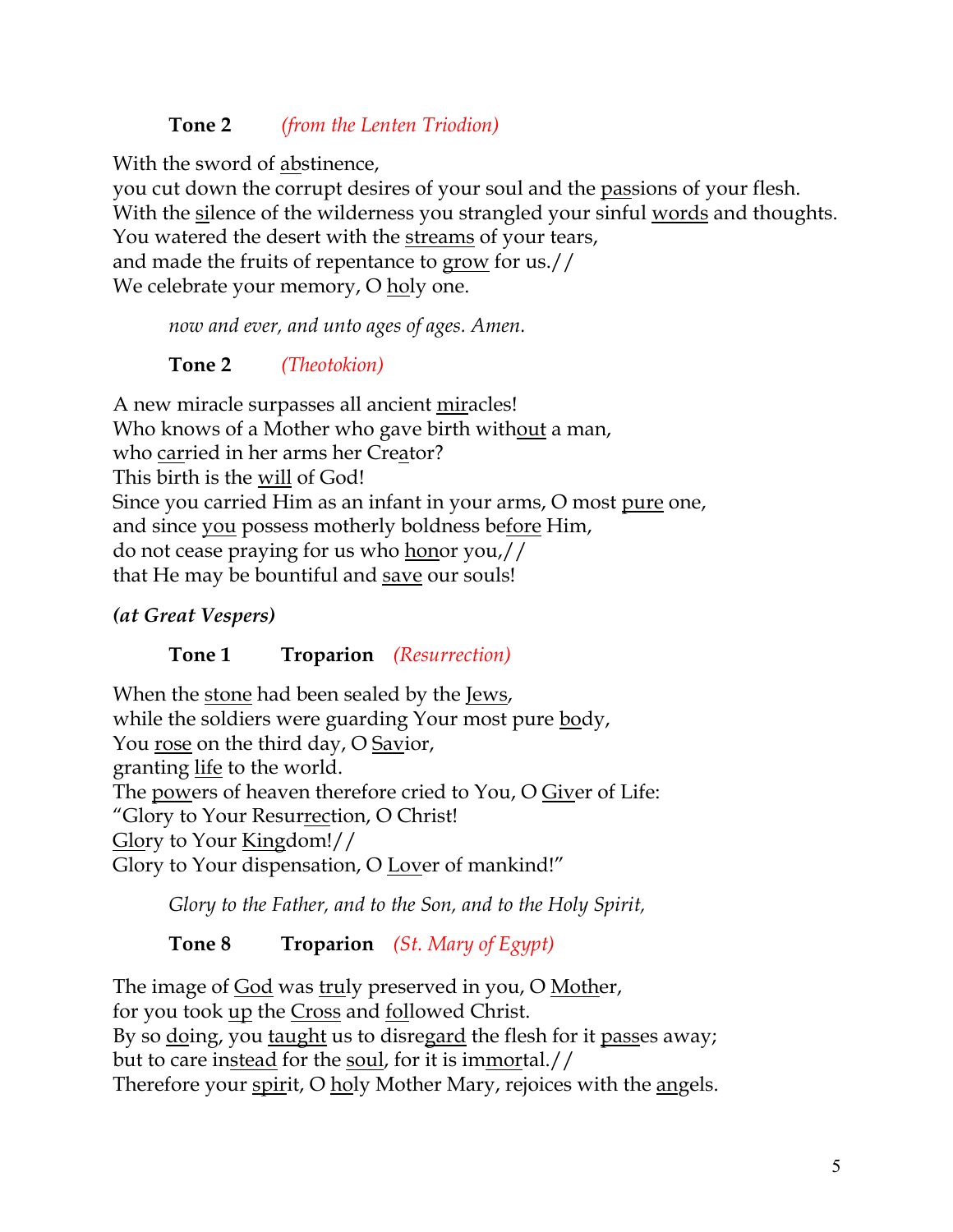**Tone 2** *(from the Lenten Triodion)*

With the sword of abstinence,
you cut down the corrupt desires of your soul and the passions of your flesh.
With the silence of the wilderness you strangled your sinful words and thoughts.
You watered the desert with the streams of your tears,
and made the fruits of repentance to grow for us.//
We celebrate your memory, O holy one.

*now and ever, and unto ages of ages. Amen.*

**Tone 2** *(Theotokion)*

A new miracle surpasses all ancient miracles!
Who knows of a Mother who gave birth without a man,
who carried in her arms her Creator?
This birth is the will of God!
Since you carried Him as an infant in your arms, O most pure one,
and since you possess motherly boldness before Him,
do not cease praying for us who honor you,//
that He may be bountiful and save our souls!

***(at Great Vespers)***

**Tone 1** **Troparion** *(Resurrection)*

When the stone had been sealed by the Jews,
while the soldiers were guarding Your most pure body,
You rose on the third day, O Savior,
granting life to the world.
The powers of heaven therefore cried to You, O Giver of Life:
"Glory to Your Resurrection, O Christ!
Glory to Your Kingdom!//
Glory to Your dispensation, O Lover of mankind!"

*Glory to the Father, and to the Son, and to the Holy Spirit,*

**Tone 8** **Troparion** *(St. Mary of Egypt)*

The image of God was truly preserved in you, O Mother,
for you took up the Cross and followed Christ.
By so doing, you taught us to disregard the flesh for it passes away;
but to care instead for the soul, for it is immortal.//
Therefore your spirit, O holy Mother Mary, rejoices with the angels.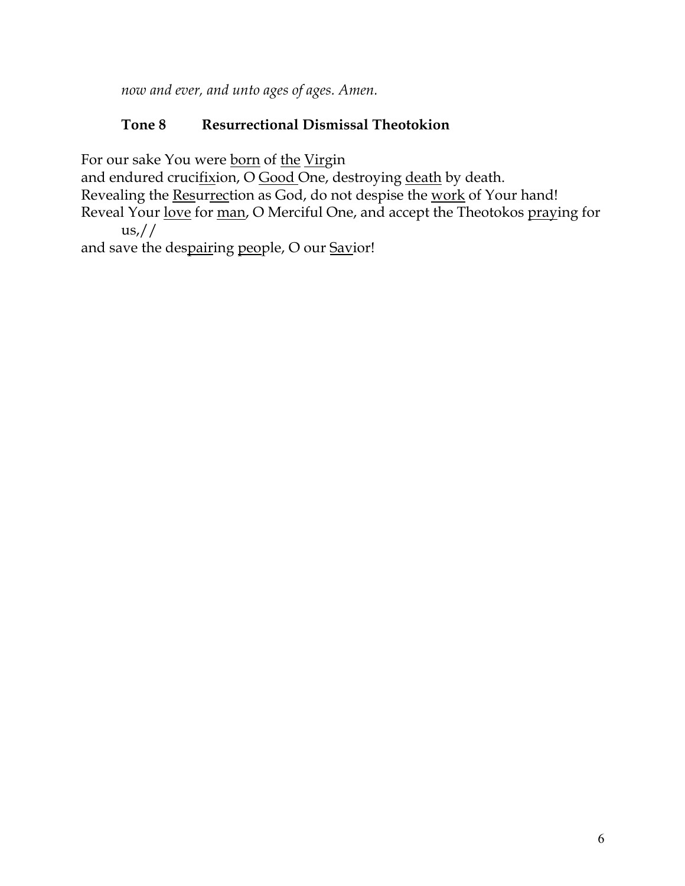*now and ever, and unto ages of ages. Amen.*

**Tone 8 Resurrectional Dismissal Theotokion**

For our sake You were <u>born</u> of <u>the</u> <u>Vir</u>gin
and endured cruci<u>fix</u>ion, O <u>Good</u> One, destroying <u>death</u> by death.
Revealing the <u>Res</u>ur<u>rec</u>tion as God, do not despise the <u>work</u> of Your hand!
Reveal Your <u>love</u> for <u>man</u>, O Merciful One, and accept the Theotokos <u>pray</u>ing for us,//
and save the des<u>pair</u>ing <u>peo</u>ple, O our <u>Sav</u>ior!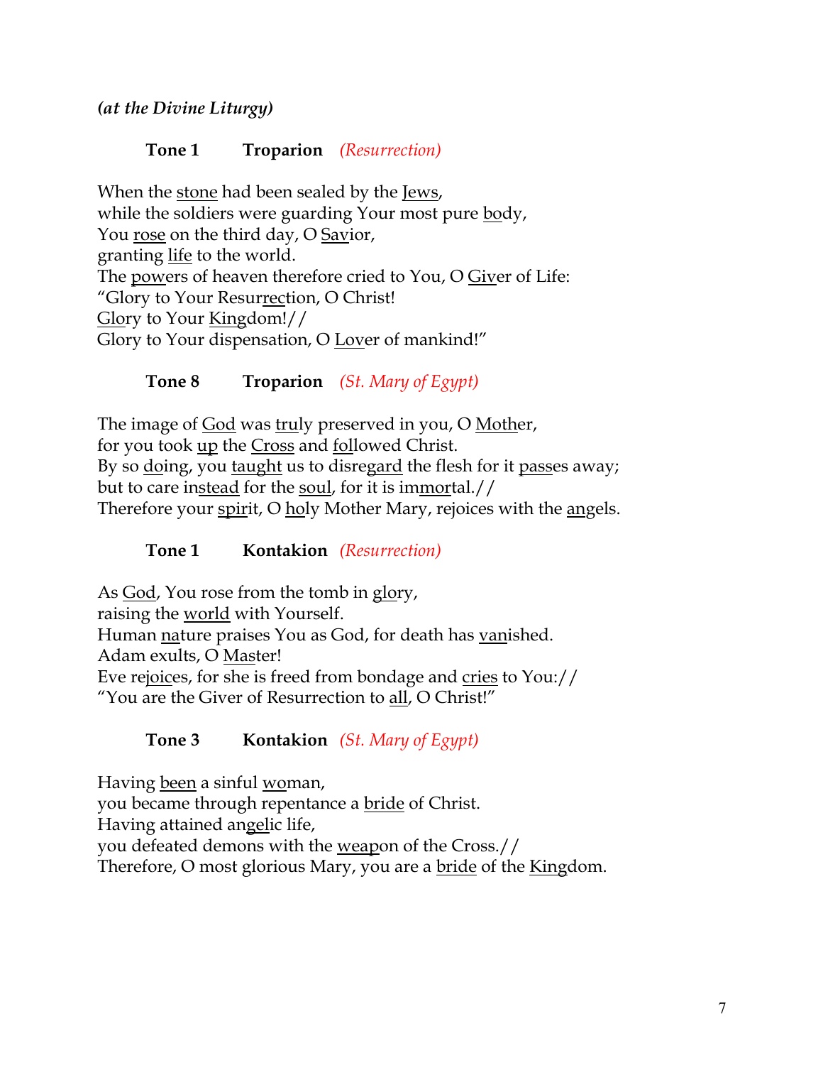***(at the Divine Liturgy)***

**Tone 1 Troparion** *(Resurrection)*

When the stone had been sealed by the Jews,
while the soldiers were guarding Your most pure body,
You rose on the third day, O Savior,
granting life to the world.
The powers of heaven therefore cried to You, O Giver of Life:
"Glory to Your Resurrection, O Christ!
Glory to Your Kingdom!//
Glory to Your dispensation, O Lover of mankind!"

**Tone 8 Troparion** *(St. Mary of Egypt)*

The image of God was truly preserved in you, O Mother,
for you took up the Cross and followed Christ.
By so doing, you taught us to disregard the flesh for it passes away;
but to care instead for the soul, for it is immortal.//
Therefore your spirit, O holy Mother Mary, rejoices with the angels.

**Tone 1 Kontakion** *(Resurrection)*

As God, You rose from the tomb in glory,
raising the world with Yourself.
Human nature praises You as God, for death has vanished.
Adam exults, O Master!
Eve rejoices, for she is freed from bondage and cries to You://
"You are the Giver of Resurrection to all, O Christ!"

**Tone 3 Kontakion** *(St. Mary of Egypt)*

Having been a sinful woman,
you became through repentance a bride of Christ.
Having attained angelic life,
you defeated demons with the weapon of the Cross.//
Therefore, O most glorious Mary, you are a bride of the Kingdom.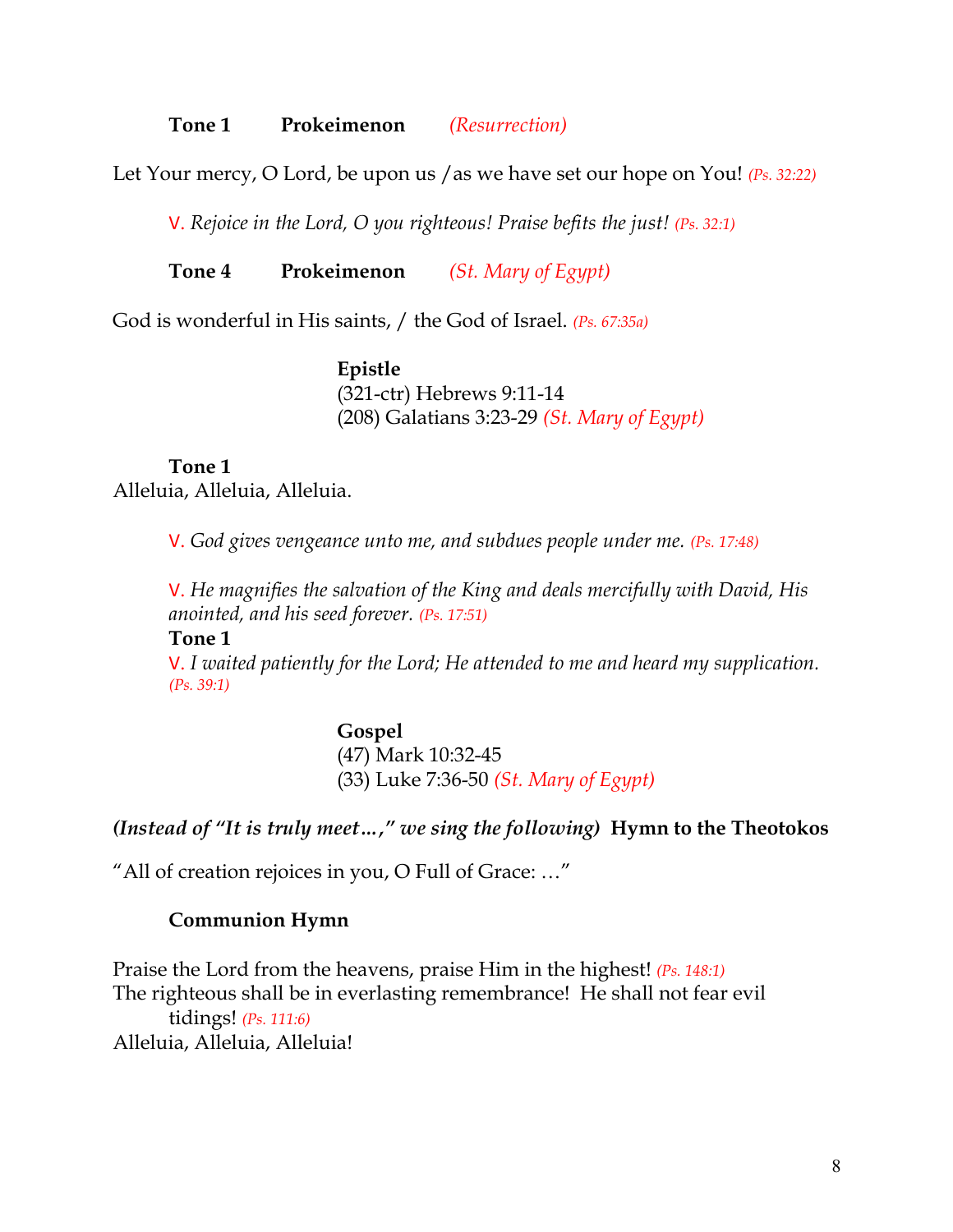**Tone 1** **Prokeimenon** *(Resurrection)*

Let Your mercy, O Lord, be upon us /as we have set our hope on You! *(Ps. 32:22)*

V. *Rejoice in the Lord, O you righteous! Praise befits the just! (Ps. 32:1)*

**Tone 4** **Prokeimenon** *(St. Mary of Egypt)*

God is wonderful in His saints, / the God of Israel. *(Ps. 67:35a)*

**Epistle**
(321-ctr) Hebrews 9:11-14
(208) Galatians 3:23-29 *(St. Mary of Egypt)*

**Tone 1**
Alleluia, Alleluia, Alleluia.

V. *God gives vengeance unto me, and subdues people under me. (Ps. 17:48)*

V. *He magnifies the salvation of the King and deals mercifully with David, His anointed, and his seed forever. (Ps. 17:51)*

**Tone 1**
V. *I waited patiently for the Lord; He attended to me and heard my supplication. (Ps. 39:1)*

**Gospel**
(47) Mark 10:32-45
(33) Luke 7:36-50 *(St. Mary of Egypt)*

***(Instead of "It is truly meet…," we sing the following)*** **Hymn to the Theotokos**

"All of creation rejoices in you, O Full of Grace: …"

**Communion Hymn**

Praise the Lord from the heavens, praise Him in the highest! *(Ps. 148:1)*
The righteous shall be in everlasting remembrance! He shall not fear evil tidings! *(Ps. 111:6)*
Alleluia, Alleluia, Alleluia!